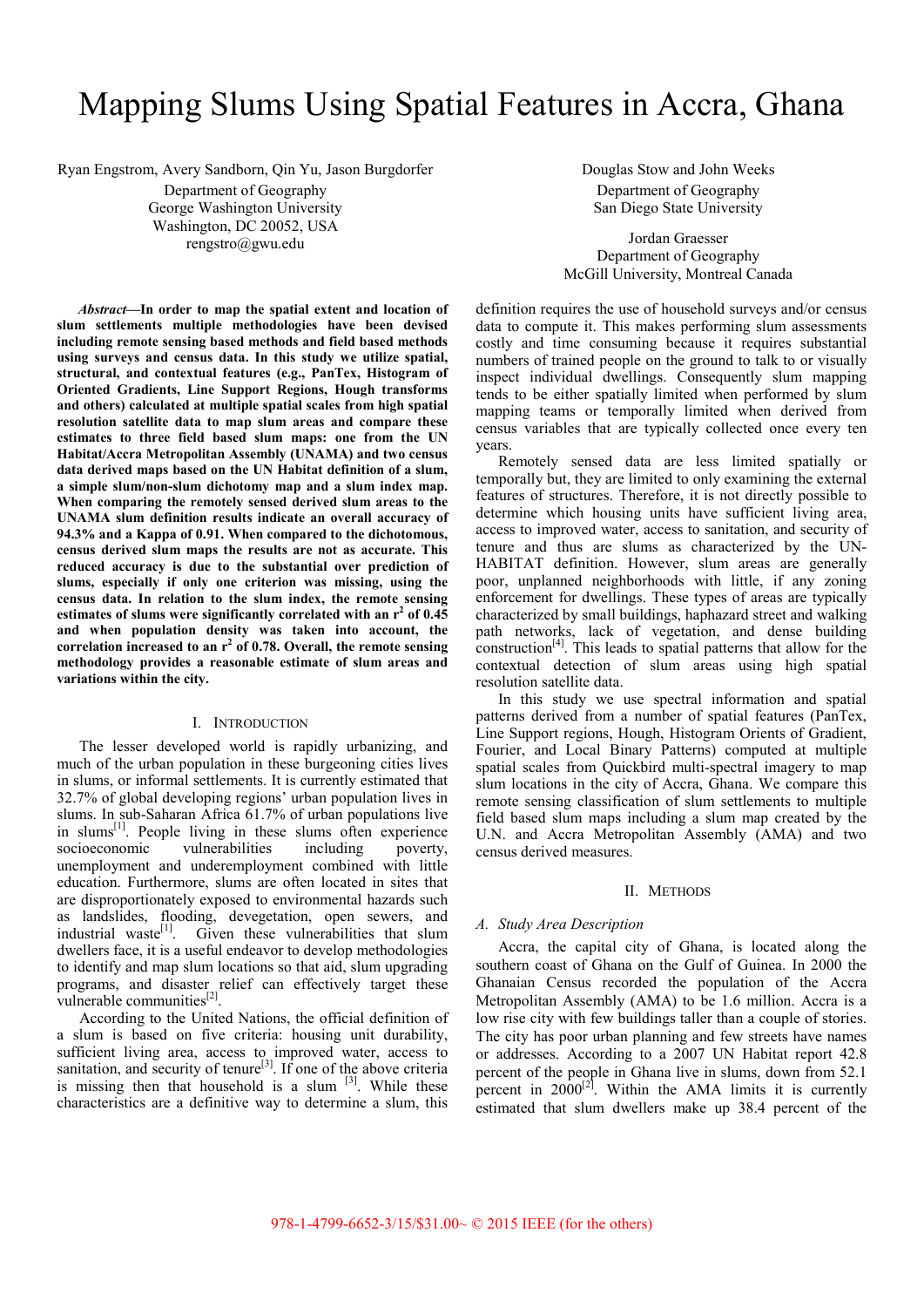# Mapping Slums Using Spatial Features in Accra, Ghana

Ryan Engstrom, Avery Sandborn, Qin Yu, Jason Burgdorfer
Department of Geography
George Washington University
Washington, DC 20052, USA
rengstro@gwu.edu

Douglas Stow and John Weeks
Department of Geography
San Diego State University

Jordan Graesser
Department of Geography
McGill University, Montreal Canada

***Abstract*—In order to map the spatial extent and location of slum settlements multiple methodologies have been devised including remote sensing based methods and field based methods using surveys and census data. In this study we utilize spatial, structural, and contextual features (e.g., PanTex, Histogram of Oriented Gradients, Line Support Regions, Hough transforms and others) calculated at multiple spatial scales from high spatial resolution satellite data to map slum areas and compare these estimates to three field based slum maps: one from the UN Habitat/Accra Metropolitan Assembly (UNAMA) and two census data derived maps based on the UN Habitat definition of a slum, a simple slum/non-slum dichotomy map and a slum index map. When comparing the remotely sensed derived slum areas to the UNAMA slum definition results indicate an overall accuracy of 94.3% and a Kappa of 0.91. When compared to the dichotomous, census derived slum maps the results are not as accurate. This reduced accuracy is due to the substantial over prediction of slums, especially if only one criterion was missing, using the census data. In relation to the slum index, the remote sensing estimates of slums were significantly correlated with an $r^2$ of 0.45 and when population density was taken into account, the correlation increased to an $r^2$ of 0.78. Overall, the remote sensing methodology provides a reasonable estimate of slum areas and variations within the city.**

## I. Introduction

The lesser developed world is rapidly urbanizing, and much of the urban population in these burgeoning cities lives in slums, or informal settlements. It is currently estimated that 32.7% of global developing regions' urban population lives in slums. In sub-Saharan Africa 61.7% of urban populations live in slums[1]. People living in these slums often experience socioeconomic vulnerabilities including poverty, unemployment and underemployment combined with little education. Furthermore, slums are often located in sites that are disproportionately exposed to environmental hazards such as landslides, flooding, devegetation, open sewers, and industrial waste[1]. Given these vulnerabilities that slum dwellers face, it is a useful endeavor to develop methodologies to identify and map slum locations so that aid, slum upgrading programs, and disaster relief can effectively target these vulnerable communities[2].

According to the United Nations, the official definition of a slum is based on five criteria: housing unit durability, sufficient living area, access to improved water, access to sanitation, and security of tenure[3]. If one of the above criteria is missing then that household is a slum [3]. While these characteristics are a definitive way to determine a slum, this definition requires the use of household surveys and/or census data to compute it. This makes performing slum assessments costly and time consuming because it requires substantial numbers of trained people on the ground to talk to or visually inspect individual dwellings. Consequently slum mapping tends to be either spatially limited when performed by slum mapping teams or temporally limited when derived from census variables that are typically collected once every ten years.

Remotely sensed data are less limited spatially or temporally but, they are limited to only examining the external features of structures. Therefore, it is not directly possible to determine which housing units have sufficient living area, access to improved water, access to sanitation, and security of tenure and thus are slums as characterized by the UN-HABITAT definition. However, slum areas are generally poor, unplanned neighborhoods with little, if any zoning enforcement for dwellings. These types of areas are typically characterized by small buildings, haphazard street and walking path networks, lack of vegetation, and dense building construction[4]. This leads to spatial patterns that allow for the contextual detection of slum areas using high spatial resolution satellite data.

In this study we use spectral information and spatial patterns derived from a number of spatial features (PanTex, Line Support regions, Hough, Histogram Orients of Gradient, Fourier, and Local Binary Patterns) computed at multiple spatial scales from Quickbird multi-spectral imagery to map slum locations in the city of Accra, Ghana. We compare this remote sensing classification of slum settlements to multiple field based slum maps including a slum map created by the U.N. and Accra Metropolitan Assembly (AMA) and two census derived measures.

## II. Methods

### A. Study Area Description

Accra, the capital city of Ghana, is located along the southern coast of Ghana on the Gulf of Guinea. In 2000 the Ghanaian Census recorded the population of the Accra Metropolitan Assembly (AMA) to be 1.6 million. Accra is a low rise city with few buildings taller than a couple of stories. The city has poor urban planning and few streets have names or addresses. According to a 2007 UN Habitat report 42.8 percent of the people in Ghana live in slums, down from 52.1 percent in 2000[2]. Within the AMA limits it is currently estimated that slum dwellers make up 38.4 percent of the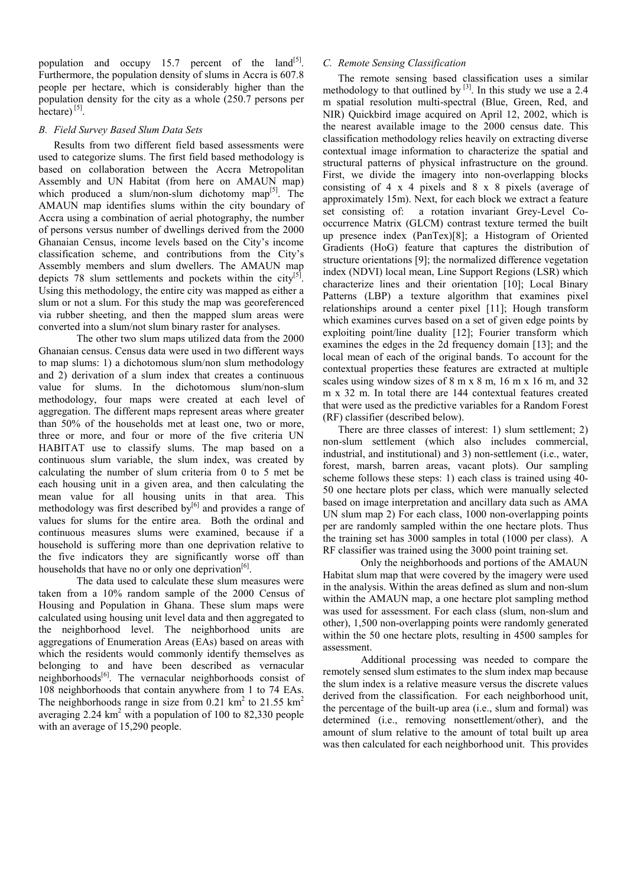population and occupy 15.7 percent of the land[5]. Furthermore, the population density of slums in Accra is 607.8 people per hectare, which is considerably higher than the population density for the city as a whole (250.7 persons per hectare) [5].

### B. Field Survey Based Slum Data Sets

Results from two different field based assessments were used to categorize slums. The first field based methodology is based on collaboration between the Accra Metropolitan Assembly and UN Habitat (from here on AMAUN map) which produced a slum/non-slum dichotomy map[5]. The AMAUN map identifies slums within the city boundary of Accra using a combination of aerial photography, the number of persons versus number of dwellings derived from the 2000 Ghanaian Census, income levels based on the City's income classification scheme, and contributions from the City's Assembly members and slum dwellers. The AMAUN map depicts 78 slum settlements and pockets within the city[5]. Using this methodology, the entire city was mapped as either a slum or not a slum. For this study the map was georeferenced via rubber sheeting, and then the mapped slum areas were converted into a slum/not slum binary raster for analyses.

The other two slum maps utilized data from the 2000 Ghanaian census. Census data were used in two different ways to map slums: 1) a dichotomous slum/non slum methodology and 2) derivation of a slum index that creates a continuous value for slums. In the dichotomous slum/non-slum methodology, four maps were created at each level of aggregation. The different maps represent areas where greater than 50% of the households met at least one, two or more, three or more, and four or more of the five criteria UN HABITAT use to classify slums. The map based on a continuous slum variable, the slum index, was created by calculating the number of slum criteria from 0 to 5 met be each housing unit in a given area, and then calculating the mean value for all housing units in that area. This methodology was first described by[6] and provides a range of values for slums for the entire area. Both the ordinal and continuous measures slums were examined, because if a household is suffering more than one deprivation relative to the five indicators they are significantly worse off than households that have no or only one deprivation[6].

The data used to calculate these slum measures were taken from a 10% random sample of the 2000 Census of Housing and Population in Ghana. These slum maps were calculated using housing unit level data and then aggregated to the neighborhood level. The neighborhood units are aggregations of Enumeration Areas (EAs) based on areas with which the residents would commonly identify themselves as belonging to and have been described as vernacular neighborhoods[6]. The vernacular neighborhoods consist of 108 neighborhoods that contain anywhere from 1 to 74 EAs. The neighborhoods range in size from 0.21 $km^2$ to 21.55 $km^2$ averaging 2.24 $km^2$ with a population of 100 to 82,330 people with an average of 15,290 people.

### C. Remote Sensing Classification

The remote sensing based classification uses a similar methodology to that outlined by [3]. In this study we use a 2.4 m spatial resolution multi-spectral (Blue, Green, Red, and NIR) Quickbird image acquired on April 12, 2002, which is the nearest available image to the 2000 census date. This classification methodology relies heavily on extracting diverse contextual image information to characterize the spatial and structural patterns of physical infrastructure on the ground. First, we divide the imagery into non-overlapping blocks consisting of 4 x 4 pixels and 8 x 8 pixels (average of approximately 15m). Next, for each block we extract a feature set consisting of: a rotation invariant Grey-Level Co-occurrence Matrix (GLCM) contrast texture termed the built up presence index (PanTex)[8]; a Histogram of Oriented Gradients (HoG) feature that captures the distribution of structure orientations [9]; the normalized difference vegetation index (NDVI) local mean, Line Support Regions (LSR) which characterize lines and their orientation [10]; Local Binary Patterns (LBP) a texture algorithm that examines pixel relationships around a center pixel [11]; Hough transform which examines curves based on a set of given edge points by exploiting point/line duality [12]; Fourier transform which examines the edges in the 2d frequency domain [13]; and the local mean of each of the original bands. To account for the contextual properties these features are extracted at multiple scales using window sizes of 8 m x 8 m, 16 m x 16 m, and 32 m x 32 m. In total there are 144 contextual features created that were used as the predictive variables for a Random Forest (RF) classifier (described below).

There are three classes of interest: 1) slum settlement; 2) non-slum settlement (which also includes commercial, industrial, and institutional) and 3) non-settlement (i.e., water, forest, marsh, barren areas, vacant plots). Our sampling scheme follows these steps: 1) each class is trained using 40-50 one hectare plots per class, which were manually selected based on image interpretation and ancillary data such as AMA UN slum map 2) For each class, 1000 non-overlapping points per are randomly sampled within the one hectare plots. Thus the training set has 3000 samples in total (1000 per class). A RF classifier was trained using the 3000 point training set.

Only the neighborhoods and portions of the AMAUN Habitat slum map that were covered by the imagery were used in the analysis. Within the areas defined as slum and non-slum within the AMAUN map, a one hectare plot sampling method was used for assessment. For each class (slum, non-slum and other), 1,500 non-overlapping points were randomly generated within the 50 one hectare plots, resulting in 4500 samples for assessment.

Additional processing was needed to compare the remotely sensed slum estimates to the slum index map because the slum index is a relative measure versus the discrete values derived from the classification. For each neighborhood unit, the percentage of the built-up area (i.e., slum and formal) was determined (i.e., removing nonsettlement/other), and the amount of slum relative to the amount of total built up area was then calculated for each neighborhood unit. This provides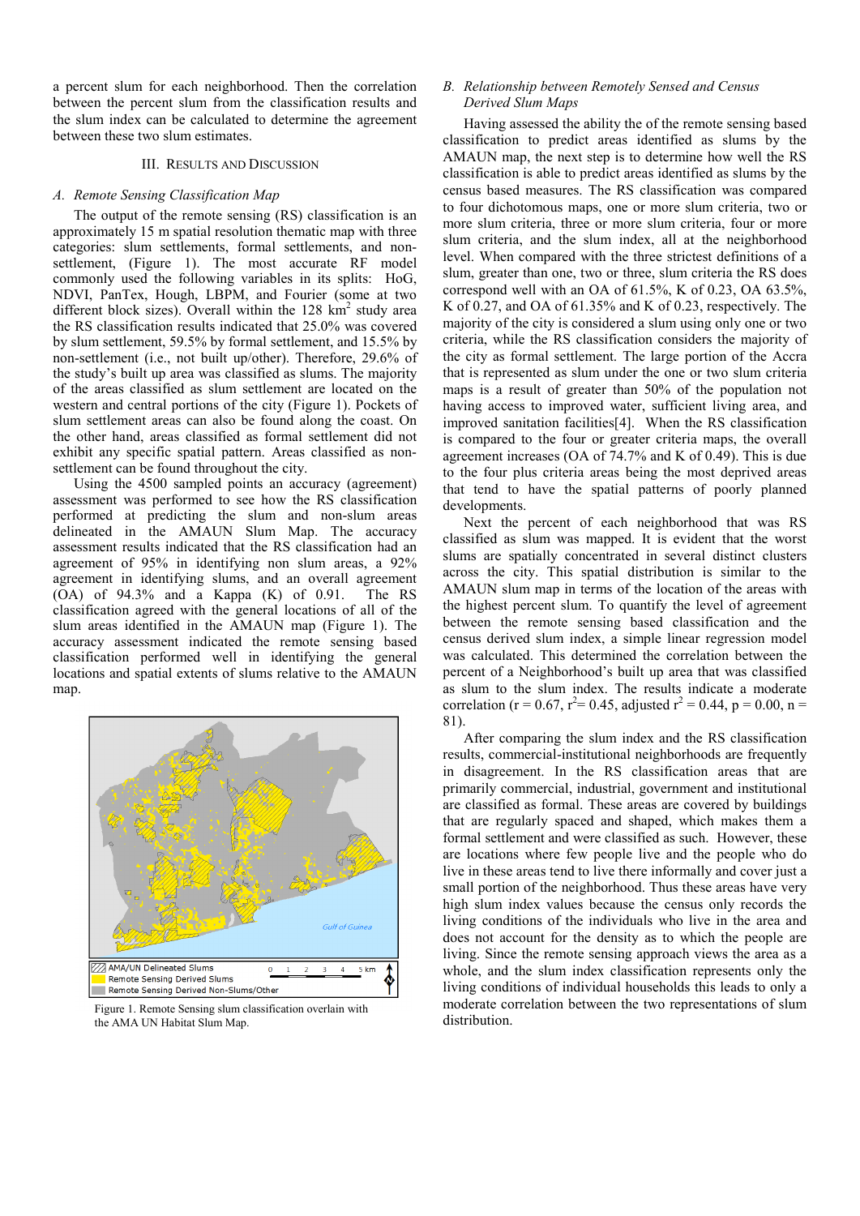a percent slum for each neighborhood. Then the correlation between the percent slum from the classification results and the slum index can be calculated to determine the agreement between these two slum estimates.

## III. Results and Discussion

### *A. Remote Sensing Classification Map*

The output of the remote sensing (RS) classification is an approximately 15 m spatial resolution thematic map with three categories: slum settlements, formal settlements, and non-settlement, (Figure 1). The most accurate RF model commonly used the following variables in its splits: HoG, NDVI, PanTex, Hough, LBPM, and Fourier (some at two different block sizes). Overall within the 128 $km^2$ study area the RS classification results indicated that 25.0% were covered by slum settlement, 59.5% by formal settlement, and 15.5% by non-settlement (i.e., not built up/other). Therefore, 29.6% of the study's built up area was classified as slums. The majority of the areas classified as slum settlement are located on the western and central portions of the city (Figure 1). Pockets of slum settlement areas can also be found along the coast. On the other hand, areas classified as formal settlement did not exhibit any specific spatial pattern. Areas classified as non-settlement can be found throughout the city.

Using the 4500 sampled points an accuracy (agreement) assessment was performed to see how the RS classification performed at predicting the slum and non-slum areas delineated in the AMAUN Slum Map. The accuracy assessment results indicated that the RS classification had an agreement of 95% in identifying non slum areas, a 92% agreement in identifying slums, and an overall agreement (OA) of 94.3% and a Kappa (K) of 0.91. The RS classification agreed with the general locations of all of the slum areas identified in the AMAUN map (Figure 1). The accuracy assessment indicated the remote sensing based classification performed well in identifying the general locations and spatial extents of slums relative to the AMAUN map.

Figure 1. Remote Sensing slum classification overlain with the AMA UN Habitat Slum Map.

### *B. Relationship between Remotely Sensed and Census Derived Slum Maps*

Having assessed the ability the of the remote sensing based classification to predict areas identified as slums by the AMAUN map, the next step is to determine how well the RS classification is able to predict areas identified as slums by the census based measures. The RS classification was compared to four dichotomous maps, one or more slum criteria, two or more slum criteria, three or more slum criteria, four or more slum criteria, and the slum index, all at the neighborhood level. When compared with the three strictest definitions of a slum, greater than one, two or three, slum criteria the RS does correspond well with an OA of 61.5%, K of 0.23, OA 63.5%, K of 0.27, and OA of 61.35% and K of 0.23, respectively. The majority of the city is considered a slum using only one or two criteria, while the RS classification considers the majority of the city as formal settlement. The large portion of the Accra that is represented as slum under the one or two slum criteria maps is a result of greater than 50% of the population not having access to improved water, sufficient living area, and improved sanitation facilities[4]. When the RS classification is compared to the four or greater criteria maps, the overall agreement increases (OA of 74.7% and K of 0.49). This is due to the four plus criteria areas being the most deprived areas that tend to have the spatial patterns of poorly planned developments.

Next the percent of each neighborhood that was RS classified as slum was mapped. It is evident that the worst slums are spatially concentrated in several distinct clusters across the city. This spatial distribution is similar to the AMAUN slum map in terms of the location of the areas with the highest percent slum. To quantify the level of agreement between the remote sensing based classification and the census derived slum index, a simple linear regression model was calculated. This determined the correlation between the percent of a Neighborhood's built up area that was classified as slum to the slum index. The results indicate a moderate correlation ($r = 0.67$, $r^2 = 0.45$, adjusted $r^2 = 0.44$, $p = 0.00$, $n = 81$).

After comparing the slum index and the RS classification results, commercial-institutional neighborhoods are frequently in disagreement. In the RS classification areas that are primarily commercial, industrial, government and institutional are classified as formal. These areas are covered by buildings that are regularly spaced and shaped, which makes them a formal settlement and were classified as such. However, these are locations where few people live and the people who do live in these areas tend to live there informally and cover just a small portion of the neighborhood. Thus these areas have very high slum index values because the census only records the living conditions of the individuals who live in the area and does not account for the density as to which the people are living. Since the remote sensing approach views the area as a whole, and the slum index classification represents only the living conditions of individual households this leads to only a moderate correlation between the two representations of slum distribution.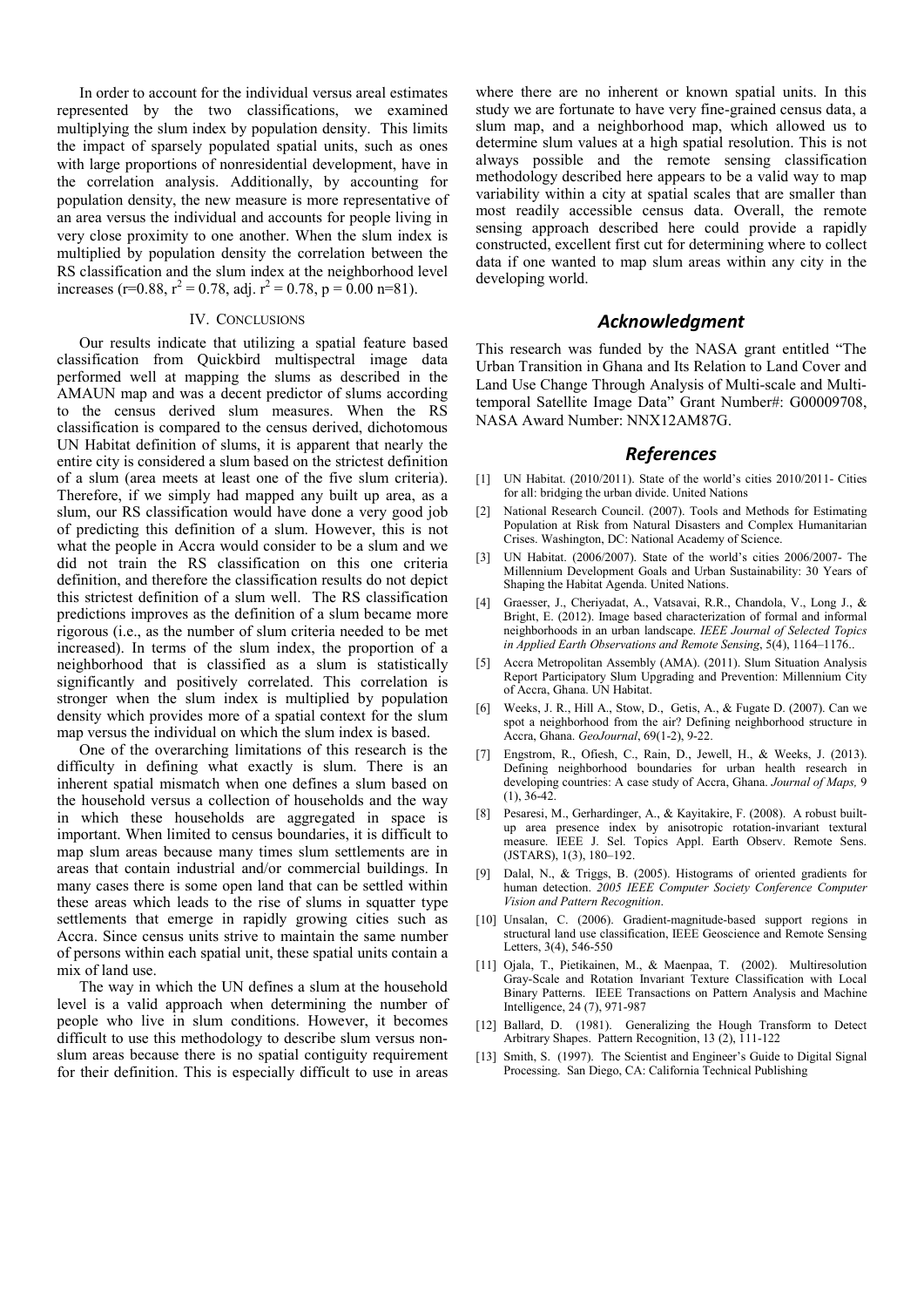In order to account for the individual versus areal estimates represented by the two classifications, we examined multiplying the slum index by population density. This limits the impact of sparsely populated spatial units, such as ones with large proportions of nonresidential development, have in the correlation analysis. Additionally, by accounting for population density, the new measure is more representative of an area versus the individual and accounts for people living in very close proximity to one another. When the slum index is multiplied by population density the correlation between the RS classification and the slum index at the neighborhood level increases ($r=0.88$, $r^2 = 0.78$, adj. $r^2 = 0.78$, $p = 0.00$ $n=81$).

## IV. Conclusions

Our results indicate that utilizing a spatial feature based classification from Quickbird multispectral image data performed well at mapping the slums as described in the AMAUN map and was a decent predictor of slums according to the census derived slum measures. When the RS classification is compared to the census derived, dichotomous UN Habitat definition of slums, it is apparent that nearly the entire city is considered a slum based on the strictest definition of a slum (area meets at least one of the five slum criteria). Therefore, if we simply had mapped any built up area, as a slum, our RS classification would have done a very good job of predicting this definition of a slum. However, this is not what the people in Accra would consider to be a slum and we did not train the RS classification on this one criteria definition, and therefore the classification results do not depict this strictest definition of a slum well. The RS classification predictions improves as the definition of a slum became more rigorous (i.e., as the number of slum criteria needed to be met increased). In terms of the slum index, the proportion of a neighborhood that is classified as a slum is statistically significantly and positively correlated. This correlation is stronger when the slum index is multiplied by population density which provides more of a spatial context for the slum map versus the individual on which the slum index is based.

One of the overarching limitations of this research is the difficulty in defining what exactly is slum. There is an inherent spatial mismatch when one defines a slum based on the household versus a collection of households and the way in which these households are aggregated in space is important. When limited to census boundaries, it is difficult to map slum areas because many times slum settlements are in areas that contain industrial and/or commercial buildings. In many cases there is some open land that can be settled within these areas which leads to the rise of slums in squatter type settlements that emerge in rapidly growing cities such as Accra. Since census units strive to maintain the same number of persons within each spatial unit, these spatial units contain a mix of land use.

The way in which the UN defines a slum at the household level is a valid approach when determining the number of people who live in slum conditions. However, it becomes difficult to use this methodology to describe slum versus non-slum areas because there is no spatial contiguity requirement for their definition. This is especially difficult to use in areas where there are no inherent or known spatial units. In this study we are fortunate to have very fine-grained census data, a slum map, and a neighborhood map, which allowed us to determine slum values at a high spatial resolution. This is not always possible and the remote sensing classification methodology described here appears to be a valid way to map variability within a city at spatial scales that are smaller than most readily accessible census data. Overall, the remote sensing approach described here could provide a rapidly constructed, excellent first cut for determining where to collect data if one wanted to map slum areas within any city in the developing world.

## *Acknowledgment*

This research was funded by the NASA grant entitled "The Urban Transition in Ghana and Its Relation to Land Cover and Land Use Change Through Analysis of Multi-scale and Multi-temporal Satellite Image Data" Grant Number#: G00009708, NASA Award Number: NNX12AM87G.

## *References*

[1] UN Habitat. (2010/2011). State of the world's cities 2010/2011- Cities for all: bridging the urban divide. United Nations

[2] National Research Council. (2007). Tools and Methods for Estimating Population at Risk from Natural Disasters and Complex Humanitarian Crises. Washington, DC: National Academy of Science.

[3] UN Habitat. (2006/2007). State of the world's cities 2006/2007- The Millennium Development Goals and Urban Sustainability: 30 Years of Shaping the Habitat Agenda. United Nations.

[4] Graesser, J., Cheriyadat, A., Vatsavai, R.R., Chandola, V., Long J., & Bright, E. (2012). Image based characterization of formal and informal neighborhoods in an urban landscape. *IEEE Journal of Selected Topics in Applied Earth Observations and Remote Sensing*, 5(4), 1164–1176..

[5] Accra Metropolitan Assembly (AMA). (2011). Slum Situation Analysis Report Participatory Slum Upgrading and Prevention: Millennium City of Accra, Ghana. UN Habitat.

[6] Weeks, J. R., Hill A., Stow, D., Getis, A., & Fugate D. (2007). Can we spot a neighborhood from the air? Defining neighborhood structure in Accra, Ghana. *GeoJournal*, 69(1-2), 9-22.

[7] Engstrom, R., Ofiesh, C., Rain, D., Jewell, H., & Weeks, J. (2013). Defining neighborhood boundaries for urban health research in developing countries: A case study of Accra, Ghana. *Journal of Maps,* 9 (1), 36-42.

[8] Pesaresi, M., Gerhardinger, A., & Kayitakire, F. (2008). A robust built-up area presence index by anisotropic rotation-invariant textural measure. IEEE J. Sel. Topics Appl. Earth Observ. Remote Sens. (JSTARS), 1(3), 180–192.

[9] Dalal, N., & Triggs, B. (2005). Histograms of oriented gradients for human detection. *2005 IEEE Computer Society Conference Computer Vision and Pattern Recognition.*

[10] Unsalan, C. (2006). Gradient-magnitude-based support regions in structural land use classification, IEEE Geoscience and Remote Sensing Letters, 3(4), 546-550

[11] Ojala, T., Pietikainen, M., & Maenpaa, T. (2002). Multiresolution Gray-Scale and Rotation Invariant Texture Classification with Local Binary Patterns. IEEE Transactions on Pattern Analysis and Machine Intelligence, 24 (7), 971-987

[12] Ballard, D. (1981). Generalizing the Hough Transform to Detect Arbitrary Shapes. Pattern Recognition, 13 (2), 111-122

[13] Smith, S. (1997). The Scientist and Engineer's Guide to Digital Signal Processing. San Diego, CA: California Technical Publishing